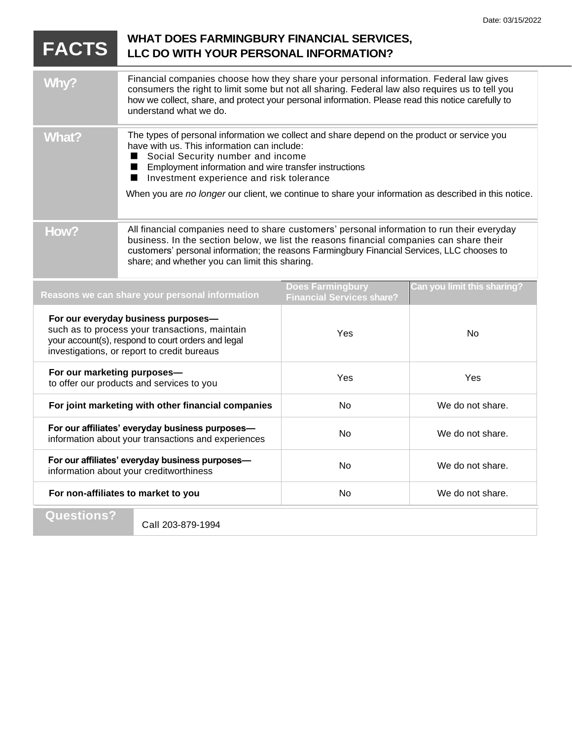Date: 03/15/2022

# FACTS — WHAT DOES FARMINGBURY FINANCIAL SERVICES, LLC DO WITH YOUR PERSONAL INFORMATION?

| | |
|---|---|
| **Why?** | Financial companies choose how they share your personal information. Federal law gives consumers the right to limit some but not all sharing. Federal law also requires us to tell you how we collect, share, and protect your personal information. Please read this notice carefully to understand what we do. |
| **What?** | The types of personal information we collect and share depend on the product or service you have with us. This information can include:<br>■ Social Security number and income<br>■ Employment information and wire transfer instructions<br>■ Investment experience and risk tolerance<br><br>When you are *no longer* our client, we continue to share your information as described in this notice. |
| **How?** | All financial companies need to share customers' personal information to run their everyday business. In the section below, we list the reasons financial companies can share their customers' personal information; the reasons Farmingbury Financial Services, LLC chooses to share; and whether you can limit this sharing. |

| Reasons we can share your personal information | Does Farmingbury Financial Services share? | Can you limit this sharing? |
|---|---|---|
| **For our everyday business purposes—** such as to process your transactions, maintain your account(s), respond to court orders and legal investigations, or report to credit bureaus | Yes | No |
| **For our marketing purposes—** to offer our products and services to you | Yes | Yes |
| **For joint marketing with other financial companies** | No | We do not share. |
| **For our affiliates' everyday business purposes—** information about your transactions and experiences | No | We do not share. |
| **For our affiliates' everyday business purposes—** information about your creditworthiness | No | We do not share. |
| **For non-affiliates to market to you** | No | We do not share. |

| | |
|---|---|
| **Questions?** | Call 203-879-1994 |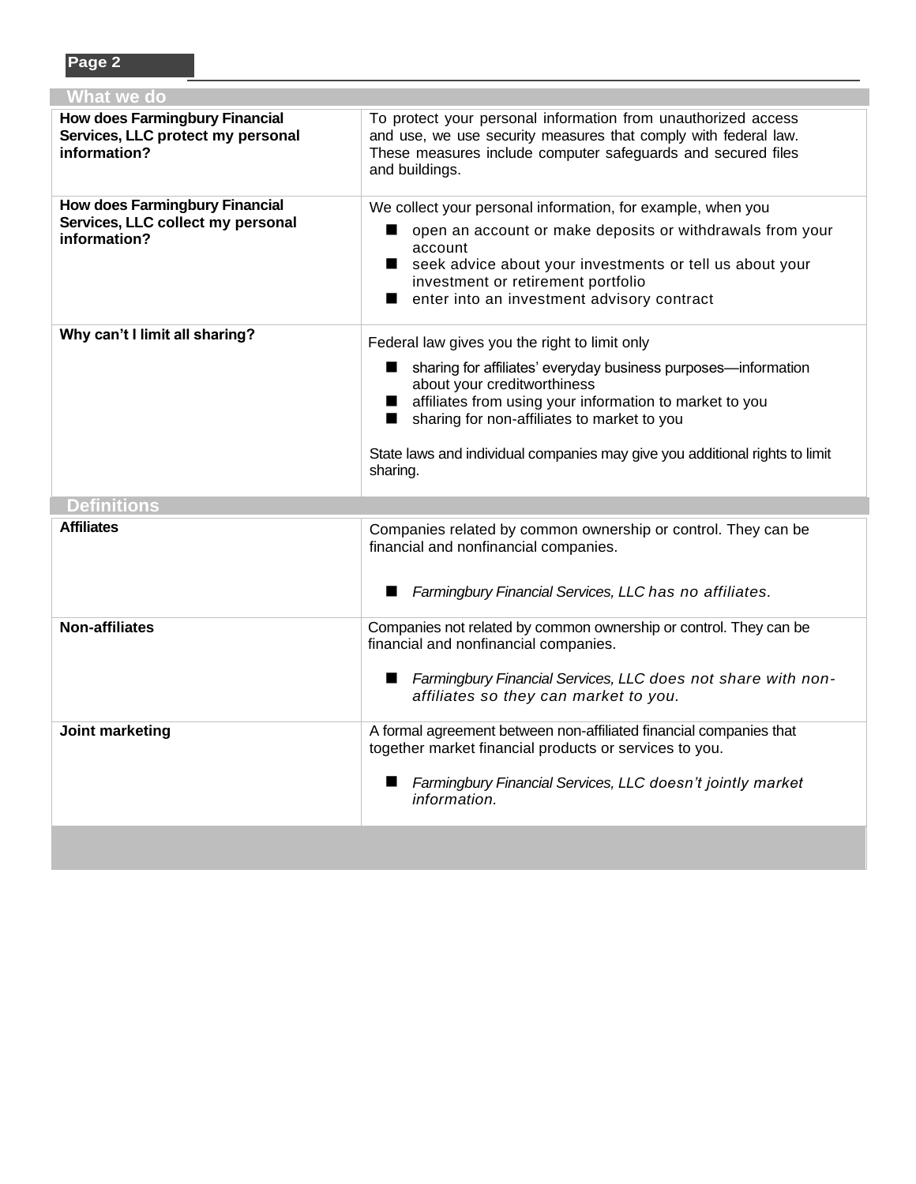## What we do

| | |
|---|---|
| **How does Farmingbury Financial Services, LLC protect my personal information?** | To protect your personal information from unauthorized access and use, we use security measures that comply with federal law. These measures include computer safeguards and secured files and buildings. |
| **How does Farmingbury Financial Services, LLC collect my personal information?** | We collect your personal information, for example, when you<br>■ open an account or make deposits or withdrawals from your account<br>■ seek advice about your investments or tell us about your investment or retirement portfolio<br>■ enter into an investment advisory contract |
| **Why can't I limit all sharing?** | Federal law gives you the right to limit only<br>■ sharing for affiliates' everyday business purposes—information about your creditworthiness<br>■ affiliates from using your information to market to you<br>■ sharing for non-affiliates to market to you<br><br>State laws and individual companies may give you additional rights to limit sharing. |

## Definitions

| | |
|---|---|
| **Affiliates** | Companies related by common ownership or control. They can be financial and nonfinancial companies.<br><br>■ *Farmingbury Financial Services, LLC has no affiliates.* |
| **Non-affiliates** | Companies not related by common ownership or control. They can be financial and nonfinancial companies.<br><br>■ *Farmingbury Financial Services, LLC does not share with non-affiliates so they can market to you.* |
| **Joint marketing** | A formal agreement between non-affiliated financial companies that together market financial products or services to you.<br><br>■ *Farmingbury Financial Services, LLC doesn't jointly market information.* |